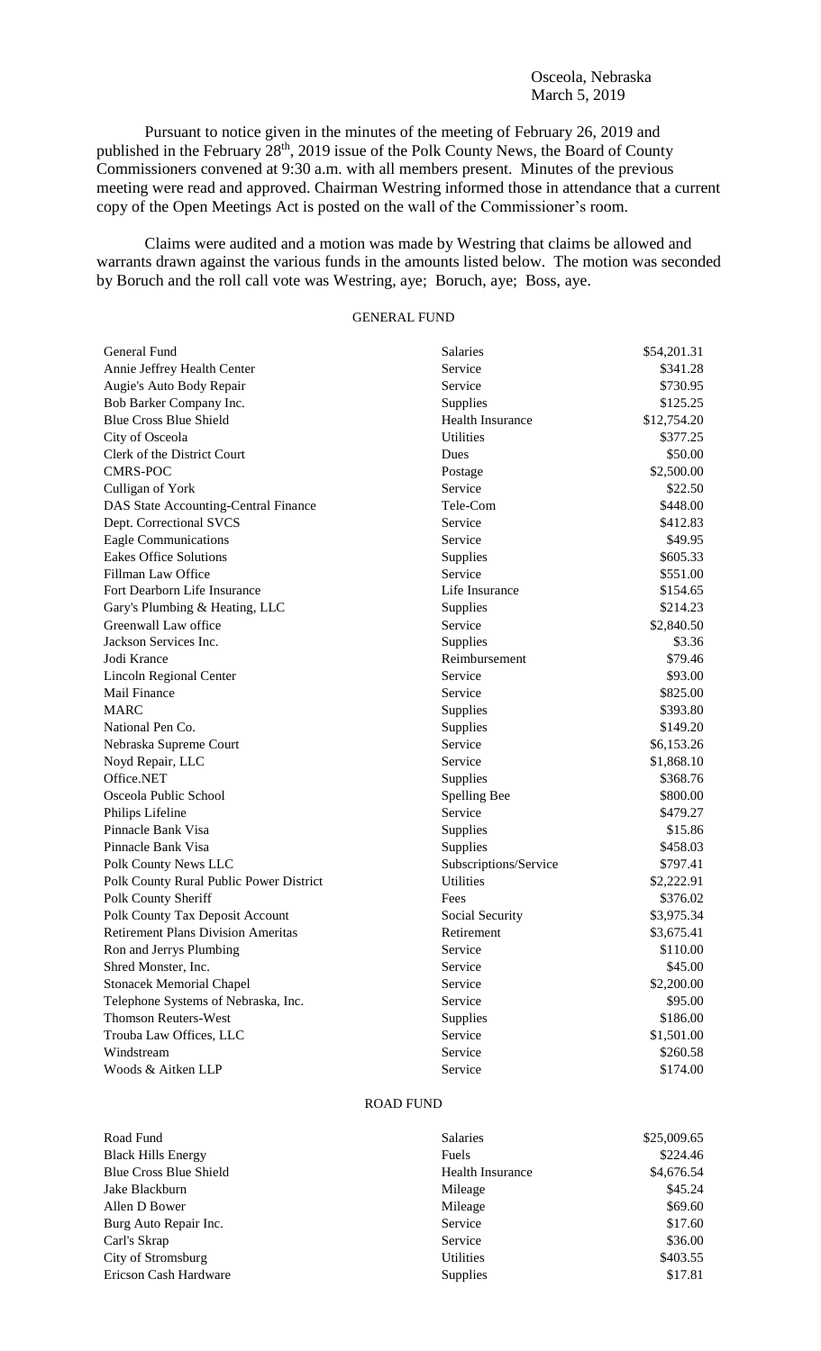Osceola, Nebraska
March 5, 2019

Pursuant to notice given in the minutes of the meeting of February 26, 2019 and published in the February 28th, 2019 issue of the Polk County News, the Board of County Commissioners convened at 9:30 a.m. with all members present. Minutes of the previous meeting were read and approved. Chairman Westring informed those in attendance that a current copy of the Open Meetings Act is posted on the wall of the Commissioner's room.

Claims were audited and a motion was made by Westring that claims be allowed and warrants drawn against the various funds in the amounts listed below. The motion was seconded by Boruch and the roll call vote was Westring, aye; Boruch, aye; Boss, aye.

## GENERAL FUND

| | | |
|---|---|---|
| General Fund | Salaries | \$54,201.31 |
| Annie Jeffrey Health Center | Service | \$341.28 |
| Augie's Auto Body Repair | Service | \$730.95 |
| Bob Barker Company Inc. | Supplies | \$125.25 |
| Blue Cross Blue Shield | Health Insurance | \$12,754.20 |
| City of Osceola | Utilities | \$377.25 |
| Clerk of the District Court | Dues | \$50.00 |
| CMRS-POC | Postage | \$2,500.00 |
| Culligan of York | Service | \$22.50 |
| DAS State Accounting-Central Finance | Tele-Com | \$448.00 |
| Dept. Correctional SVCS | Service | \$412.83 |
| Eagle Communications | Service | \$49.95 |
| Eakes Office Solutions | Supplies | \$605.33 |
| Fillman Law Office | Service | \$551.00 |
| Fort Dearborn Life Insurance | Life Insurance | \$154.65 |
| Gary's Plumbing & Heating, LLC | Supplies | \$214.23 |
| Greenwall Law office | Service | \$2,840.50 |
| Jackson Services Inc. | Supplies | \$3.36 |
| Jodi Krance | Reimbursement | \$79.46 |
| Lincoln Regional Center | Service | \$93.00 |
| Mail Finance | Service | \$825.00 |
| MARC | Supplies | \$393.80 |
| National Pen Co. | Supplies | \$149.20 |
| Nebraska Supreme Court | Service | \$6,153.26 |
| Noyd Repair, LLC | Service | \$1,868.10 |
| Office.NET | Supplies | \$368.76 |
| Osceola Public School | Spelling Bee | \$800.00 |
| Philips Lifeline | Service | \$479.27 |
| Pinnacle Bank Visa | Supplies | \$15.86 |
| Pinnacle Bank Visa | Supplies | \$458.03 |
| Polk County News LLC | Subscriptions/Service | \$797.41 |
| Polk County Rural Public Power District | Utilities | \$2,222.91 |
| Polk County Sheriff | Fees | \$376.02 |
| Polk County Tax Deposit Account | Social Security | \$3,975.34 |
| Retirement Plans Division Ameritas | Retirement | \$3,675.41 |
| Ron and Jerrys Plumbing | Service | \$110.00 |
| Shred Monster, Inc. | Service | \$45.00 |
| Stonacek Memorial Chapel | Service | \$2,200.00 |
| Telephone Systems of Nebraska, Inc. | Service | \$95.00 |
| Thomson Reuters-West | Supplies | \$186.00 |
| Trouba Law Offices, LLC | Service | \$1,501.00 |
| Windstream | Service | \$260.58 |
| Woods & Aitken LLP | Service | \$174.00 |

## ROAD FUND

| | | |
|---|---|---|
| Road Fund | Salaries | \$25,009.65 |
| Black Hills Energy | Fuels | \$224.46 |
| Blue Cross Blue Shield | Health Insurance | \$4,676.54 |
| Jake Blackburn | Mileage | \$45.24 |
| Allen D Bower | Mileage | \$69.60 |
| Burg Auto Repair Inc. | Service | \$17.60 |
| Carl's Skrap | Service | \$36.00 |
| City of Stromsburg | Utilities | \$403.55 |
| Ericson Cash Hardware | Supplies | \$17.81 |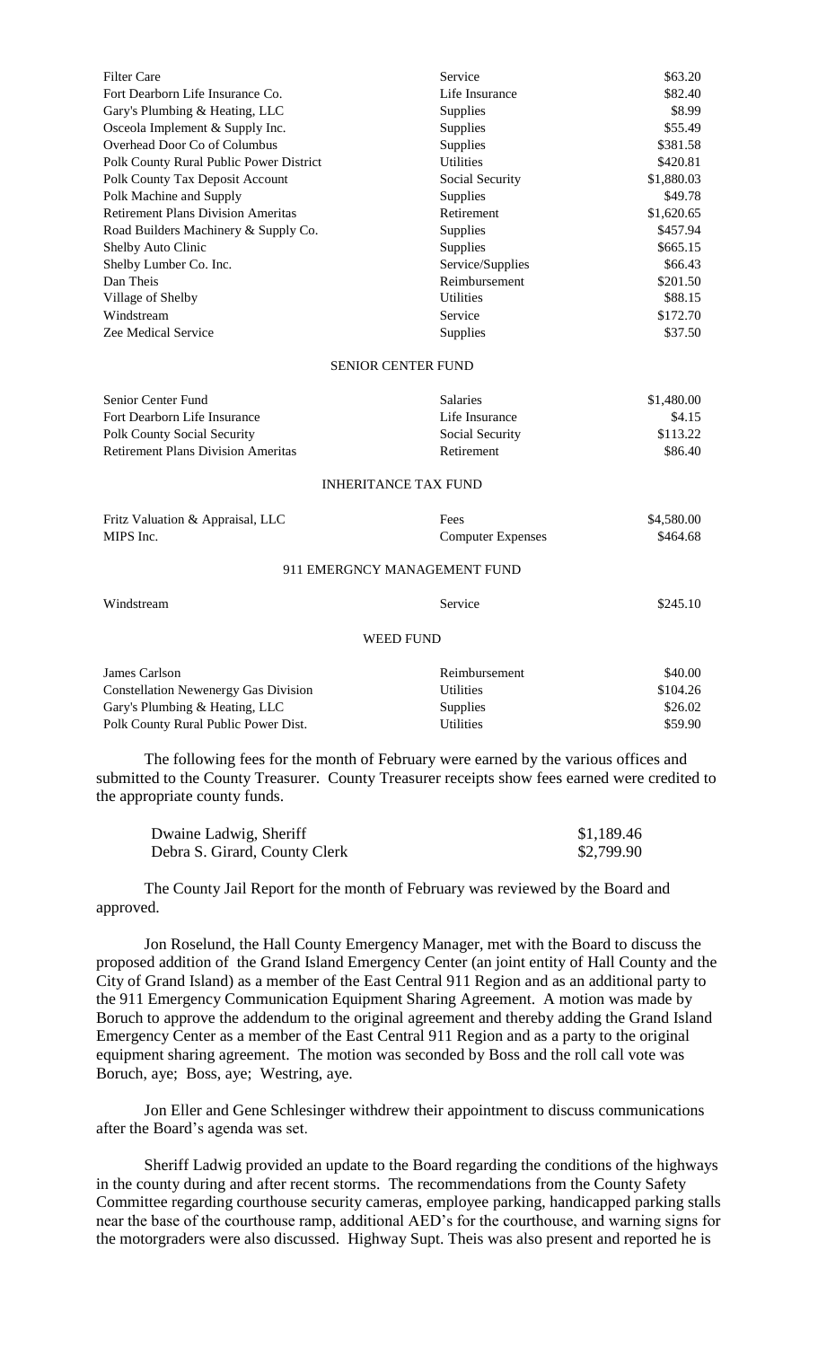| | | |
|---|---|---|
| Filter Care | Service | \$63.20 |
| Fort Dearborn Life Insurance Co. | Life Insurance | \$82.40 |
| Gary's Plumbing & Heating, LLC | Supplies | \$8.99 |
| Osceola Implement & Supply Inc. | Supplies | \$55.49 |
| Overhead Door Co of Columbus | Supplies | \$381.58 |
| Polk County Rural Public Power District | Utilities | \$420.81 |
| Polk County Tax Deposit Account | Social Security | \$1,880.03 |
| Polk Machine and Supply | Supplies | \$49.78 |
| Retirement Plans Division Ameritas | Retirement | \$1,620.65 |
| Road Builders Machinery & Supply Co. | Supplies | \$457.94 |
| Shelby Auto Clinic | Supplies | \$665.15 |
| Shelby Lumber Co. Inc. | Service/Supplies | \$66.43 |
| Dan Theis | Reimbursement | \$201.50 |
| Village of Shelby | Utilities | \$88.15 |
| Windstream | Service | \$172.70 |
| Zee Medical Service | Supplies | \$37.50 |

SENIOR CENTER FUND

| | | |
|---|---|---|
| Senior Center Fund | Salaries | \$1,480.00 |
| Fort Dearborn Life Insurance | Life Insurance | \$4.15 |
| Polk County Social Security | Social Security | \$113.22 |
| Retirement Plans Division Ameritas | Retirement | \$86.40 |

INHERITANCE TAX FUND

| | | |
|---|---|---|
| Fritz Valuation & Appraisal, LLC | Fees | \$4,580.00 |
| MIPS Inc. | Computer Expenses | \$464.68 |

911 EMERGNCY MANAGEMENT FUND

| | | |
|---|---|---|
| Windstream | Service | \$245.10 |

WEED FUND

| | | |
|---|---|---|
| James Carlson | Reimbursement | \$40.00 |
| Constellation Newenergy Gas Division | Utilities | \$104.26 |
| Gary's Plumbing & Heating, LLC | Supplies | \$26.02 |
| Polk County Rural Public Power Dist. | Utilities | \$59.90 |

The following fees for the month of February were earned by the various offices and submitted to the County Treasurer. County Treasurer receipts show fees earned were credited to the appropriate county funds.

| | |
|---|---|
| Dwaine Ladwig, Sheriff | \$1,189.46 |
| Debra S. Girard, County Clerk | \$2,799.90 |

The County Jail Report for the month of February was reviewed by the Board and approved.

Jon Roselund, the Hall County Emergency Manager, met with the Board to discuss the proposed addition of the Grand Island Emergency Center (an joint entity of Hall County and the City of Grand Island) as a member of the East Central 911 Region and as an additional party to the 911 Emergency Communication Equipment Sharing Agreement. A motion was made by Boruch to approve the addendum to the original agreement and thereby adding the Grand Island Emergency Center as a member of the East Central 911 Region and as a party to the original equipment sharing agreement. The motion was seconded by Boss and the roll call vote was Boruch, aye; Boss, aye; Westring, aye.

Jon Eller and Gene Schlesinger withdrew their appointment to discuss communications after the Board's agenda was set.

Sheriff Ladwig provided an update to the Board regarding the conditions of the highways in the county during and after recent storms. The recommendations from the County Safety Committee regarding courthouse security cameras, employee parking, handicapped parking stalls near the base of the courthouse ramp, additional AED's for the courthouse, and warning signs for the motorgraders were also discussed. Highway Supt. Theis was also present and reported he is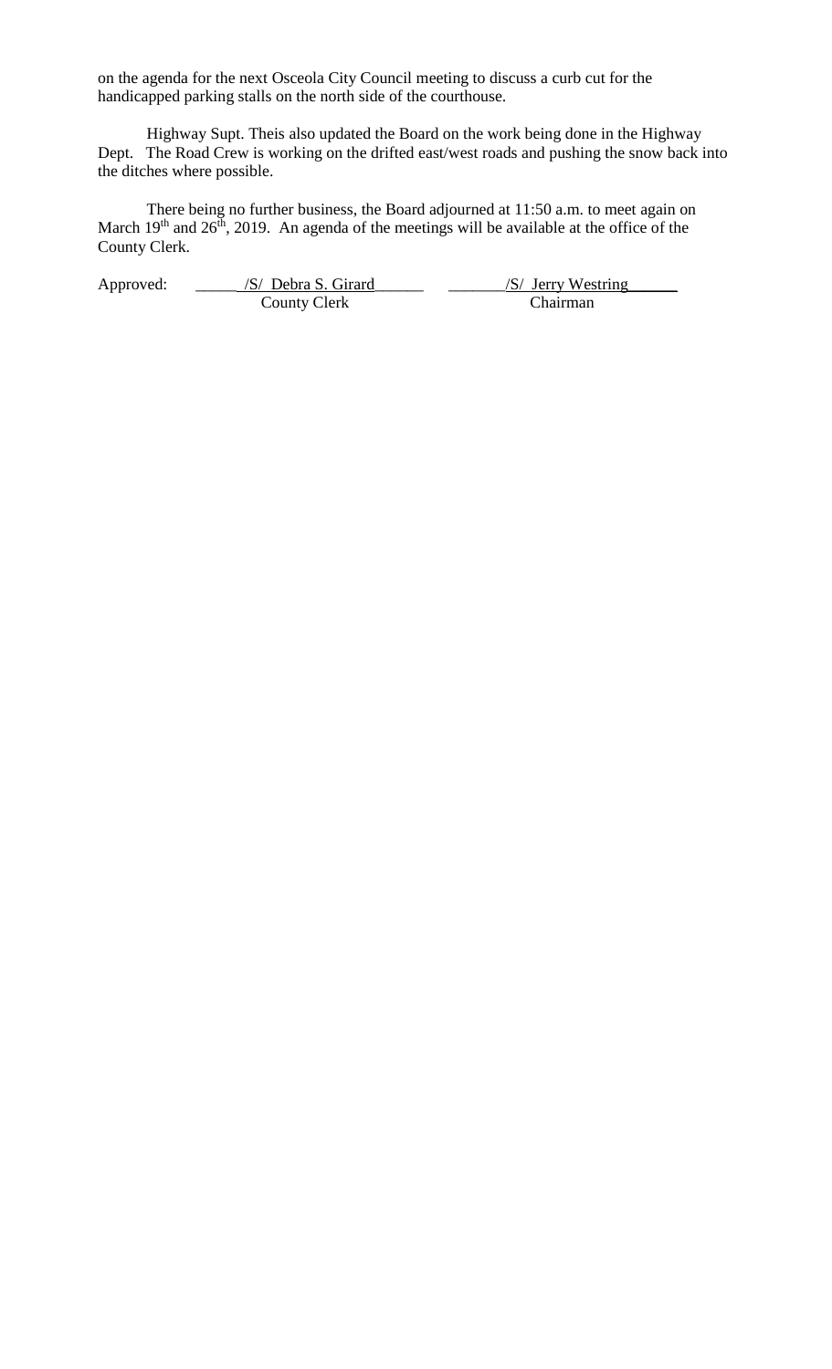on the agenda for the next Osceola City Council meeting to discuss a curb cut for the handicapped parking stalls on the north side of the courthouse.

Highway Supt. Theis also updated the Board on the work being done in the Highway Dept. The Road Crew is working on the drifted east/west roads and pushing the snow back into the ditches where possible.

There being no further business, the Board adjourned at 11:50 a.m. to meet again on March 19th and 26th, 2019. An agenda of the meetings will be available at the office of the County Clerk.

| | | |
|---|---|---|
| Approved: | /S/ Debra S. Girard | /S/ Jerry Westring |
| | County Clerk | Chairman |